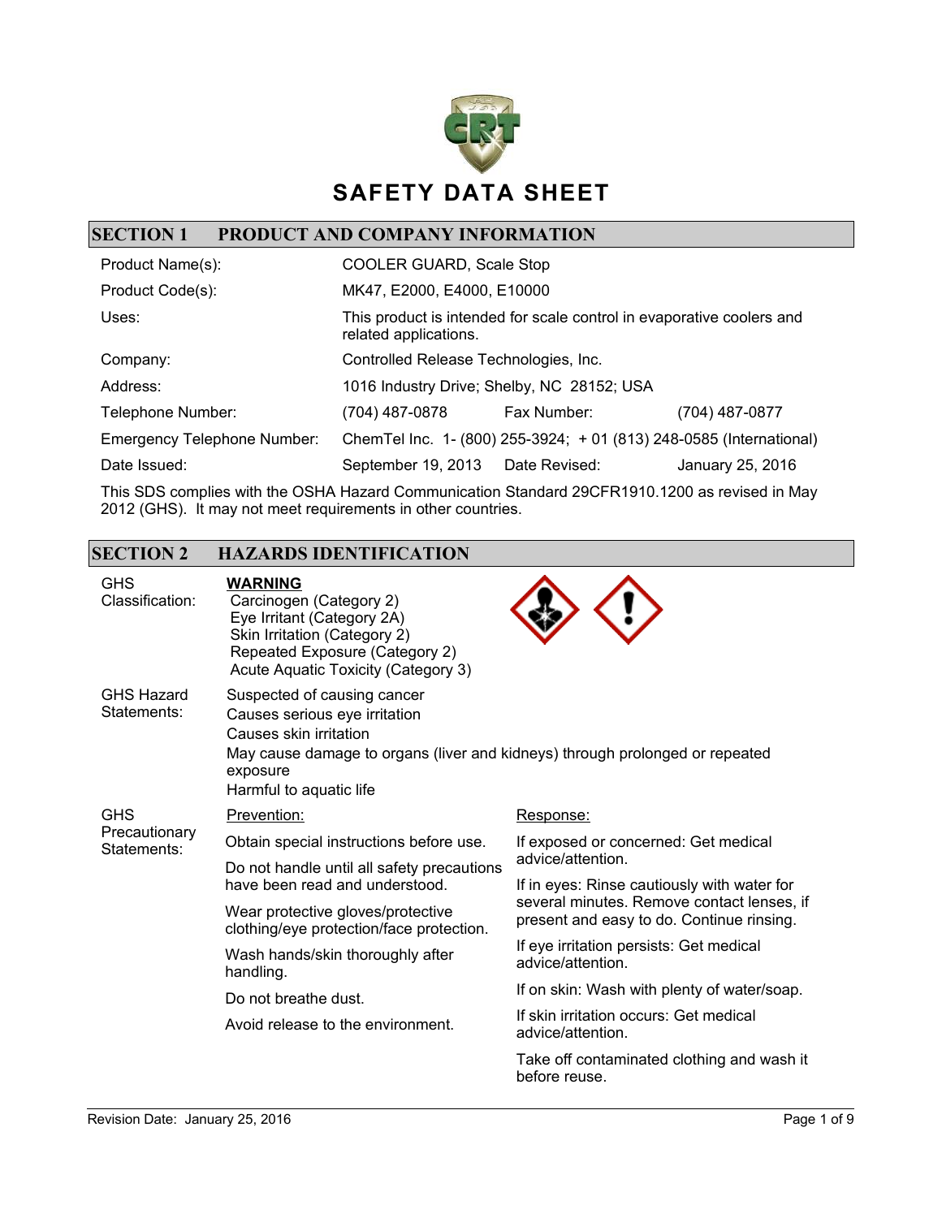# SAFETY DATA SHEET

## SECTION 1 PRODUCT AND COMPANY INFORMATION

| | | | |
|---|---|---|---|
| Product Name(s): | COOLER GUARD, Scale Stop | | |
| Product Code(s): | MK47, E2000, E4000, E10000 | | |
| Uses: | This product is intended for scale control in evaporative coolers and related applications. | | |
| Company: | Controlled Release Technologies, Inc. | | |
| Address: | 1016 Industry Drive; Shelby, NC 28152; USA | | |
| Telephone Number: | (704) 487-0878 | Fax Number: | (704) 487-0877 |
| Emergency Telephone Number: | ChemTel Inc. 1- (800) 255-3924; + 01 (813) 248-0585 (International) | | |
| Date Issued: | September 19, 2013 | Date Revised: | January 25, 2016 |

This SDS complies with the OSHA Hazard Communication Standard 29CFR1910.1200 as revised in May 2012 (GHS). It may not meet requirements in other countries.

## SECTION 2 HAZARDS IDENTIFICATION

**GHS Classification:**

**WARNING**

- Carcinogen (Category 2)
- Eye Irritant (Category 2A)
- Skin Irritation (Category 2)
- Repeated Exposure (Category 2)
- Acute Aquatic Toxicity (Category 3)

**GHS Hazard Statements:**

- Suspected of causing cancer
- Causes serious eye irritation
- Causes skin irritation
- May cause damage to organs (liver and kidneys) through prolonged or repeated exposure
- Harmful to aquatic life

**GHS Precautionary Statements:**

Prevention:

- Obtain special instructions before use.
- Do not handle until all safety precautions have been read and understood.
- Wear protective gloves/protective clothing/eye protection/face protection.
- Wash hands/skin thoroughly after handling.
- Do not breathe dust.
- Avoid release to the environment.

Response:

- If exposed or concerned: Get medical advice/attention.
- If in eyes: Rinse cautiously with water for several minutes. Remove contact lenses, if present and easy to do. Continue rinsing.
- If eye irritation persists: Get medical advice/attention.
- If on skin: Wash with plenty of water/soap.
- If skin irritation occurs: Get medical advice/attention.
- Take off contaminated clothing and wash it before reuse.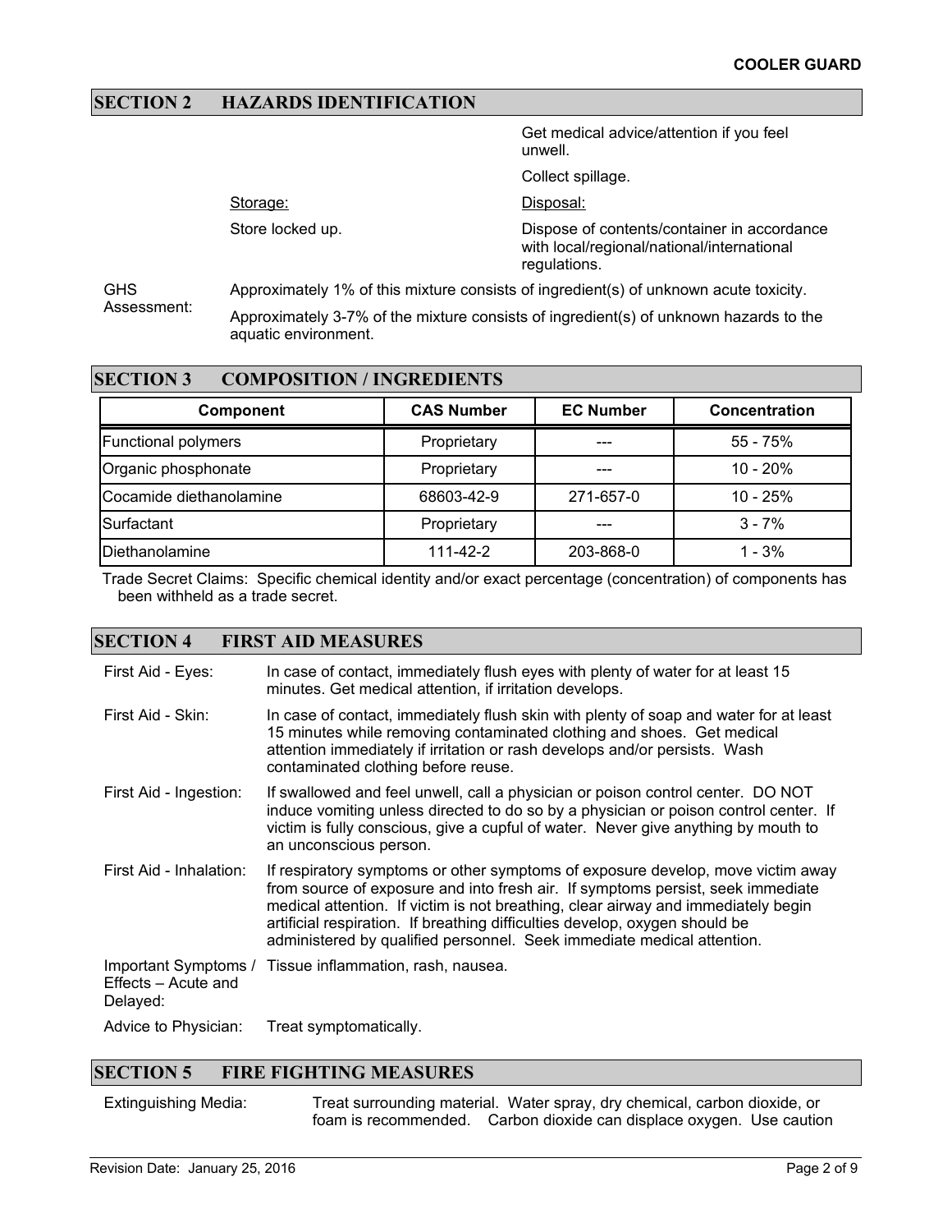## SECTION 2 HAZARDS IDENTIFICATION

Get medical advice/attention if you feel unwell.

Collect spillage.

Storage:

Store locked up.

Disposal:

Dispose of contents/container in accordance with local/regional/national/international regulations.

GHS Assessment: Approximately 1% of this mixture consists of ingredient(s) of unknown acute toxicity.

Approximately 3-7% of the mixture consists of ingredient(s) of unknown hazards to the aquatic environment.

## SECTION 3 COMPOSITION / INGREDIENTS

| Component | CAS Number | EC Number | Concentration |
|---|---|---|---|
| Functional polymers | Proprietary | --- | 55 - 75% |
| Organic phosphonate | Proprietary | --- | 10 - 20% |
| Cocamide diethanolamine | 68603-42-9 | 271-657-0 | 10 - 25% |
| Surfactant | Proprietary | --- | 3 - 7% |
| Diethanolamine | 111-42-2 | 203-868-0 | 1 - 3% |

Trade Secret Claims: Specific chemical identity and/or exact percentage (concentration) of components has been withheld as a trade secret.

## SECTION 4 FIRST AID MEASURES

First Aid - Eyes: In case of contact, immediately flush eyes with plenty of water for at least 15 minutes. Get medical attention, if irritation develops.

First Aid - Skin: In case of contact, immediately flush skin with plenty of soap and water for at least 15 minutes while removing contaminated clothing and shoes. Get medical attention immediately if irritation or rash develops and/or persists. Wash contaminated clothing before reuse.

First Aid - Ingestion: If swallowed and feel unwell, call a physician or poison control center. DO NOT induce vomiting unless directed to do so by a physician or poison control center. If victim is fully conscious, give a cupful of water. Never give anything by mouth to an unconscious person.

First Aid - Inhalation: If respiratory symptoms or other symptoms of exposure develop, move victim away from source of exposure and into fresh air. If symptoms persist, seek immediate medical attention. If victim is not breathing, clear airway and immediately begin artificial respiration. If breathing difficulties develop, oxygen should be administered by qualified personnel. Seek immediate medical attention.

Important Symptoms / Effects – Acute and Delayed: Tissue inflammation, rash, nausea.

Advice to Physician: Treat symptomatically.

## SECTION 5 FIRE FIGHTING MEASURES

Extinguishing Media: Treat surrounding material. Water spray, dry chemical, carbon dioxide, or foam is recommended. Carbon dioxide can displace oxygen. Use caution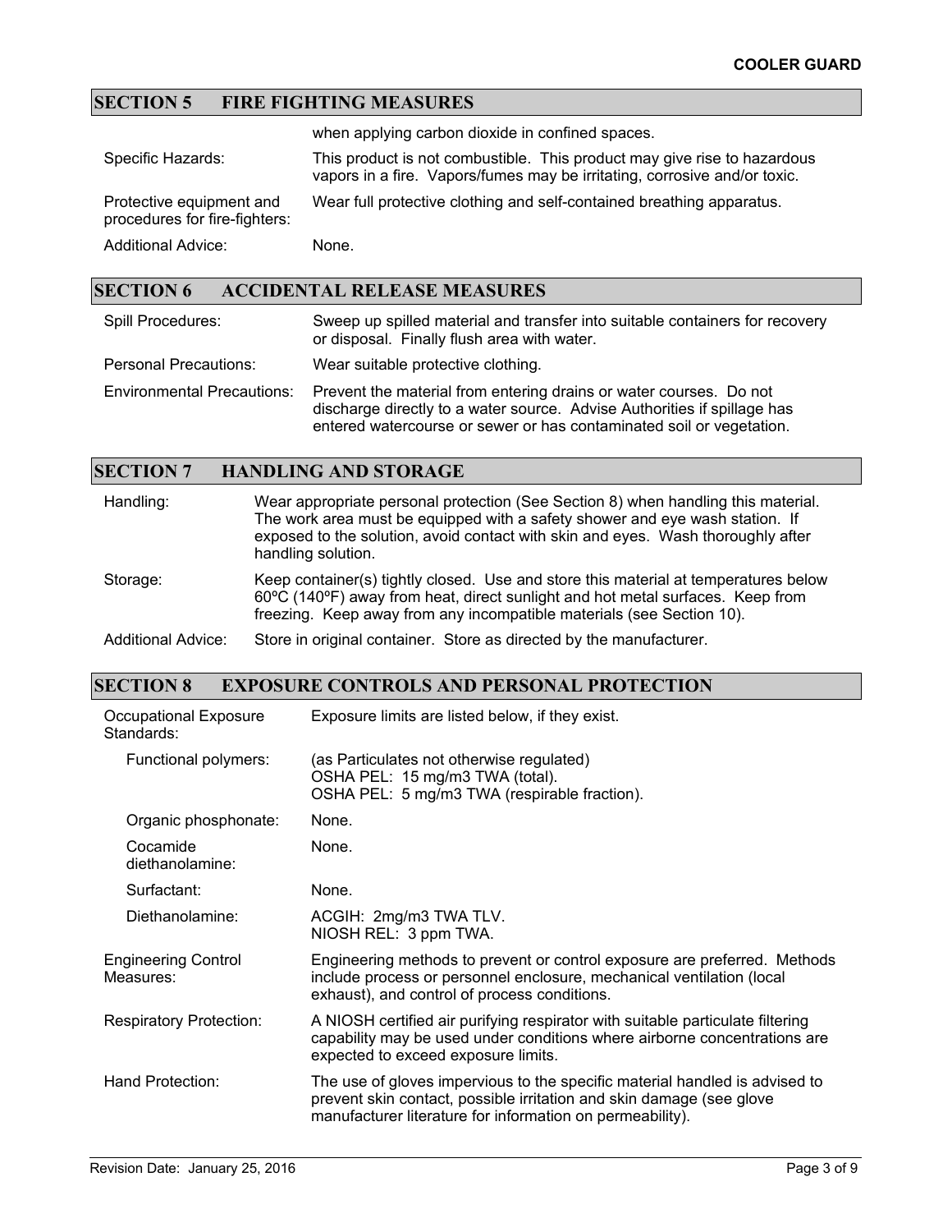## SECTION 5 FIRE FIGHTING MEASURES

| | |
|---|---|
| | when applying carbon dioxide in confined spaces. |
| Specific Hazards: | This product is not combustible. This product may give rise to hazardous vapors in a fire. Vapors/fumes may be irritating, corrosive and/or toxic. |
| Protective equipment and procedures for fire-fighters: | Wear full protective clothing and self-contained breathing apparatus. |
| Additional Advice: | None. |

## SECTION 6 ACCIDENTAL RELEASE MEASURES

| | |
|---|---|
| Spill Procedures: | Sweep up spilled material and transfer into suitable containers for recovery or disposal. Finally flush area with water. |
| Personal Precautions: | Wear suitable protective clothing. |
| Environmental Precautions: | Prevent the material from entering drains or water courses. Do not discharge directly to a water source. Advise Authorities if spillage has entered watercourse or sewer or has contaminated soil or vegetation. |

## SECTION 7 HANDLING AND STORAGE

| | |
|---|---|
| Handling: | Wear appropriate personal protection (See Section 8) when handling this material. The work area must be equipped with a safety shower and eye wash station. If exposed to the solution, avoid contact with skin and eyes. Wash thoroughly after handling solution. |
| Storage: | Keep container(s) tightly closed. Use and store this material at temperatures below 60ºC (140ºF) away from heat, direct sunlight and hot metal surfaces. Keep from freezing. Keep away from any incompatible materials (see Section 10). |
| Additional Advice: | Store in original container. Store as directed by the manufacturer. |

## SECTION 8 EXPOSURE CONTROLS AND PERSONAL PROTECTION

| | |
|---|---|
| Occupational Exposure Standards: | Exposure limits are listed below, if they exist. |
| Functional polymers: | (as Particulates not otherwise regulated)<br>OSHA PEL: 15 mg/m3 TWA (total).<br>OSHA PEL: 5 mg/m3 TWA (respirable fraction). |
| Organic phosphonate: | None. |
| Cocamide diethanolamine: | None. |
| Surfactant: | None. |
| Diethanolamine: | ACGIH: 2mg/m3 TWA TLV.<br>NIOSH REL: 3 ppm TWA. |
| Engineering Control Measures: | Engineering methods to prevent or control exposure are preferred. Methods include process or personnel enclosure, mechanical ventilation (local exhaust), and control of process conditions. |
| Respiratory Protection: | A NIOSH certified air purifying respirator with suitable particulate filtering capability may be used under conditions where airborne concentrations are expected to exceed exposure limits. |
| Hand Protection: | The use of gloves impervious to the specific material handled is advised to prevent skin contact, possible irritation and skin damage (see glove manufacturer literature for information on permeability). |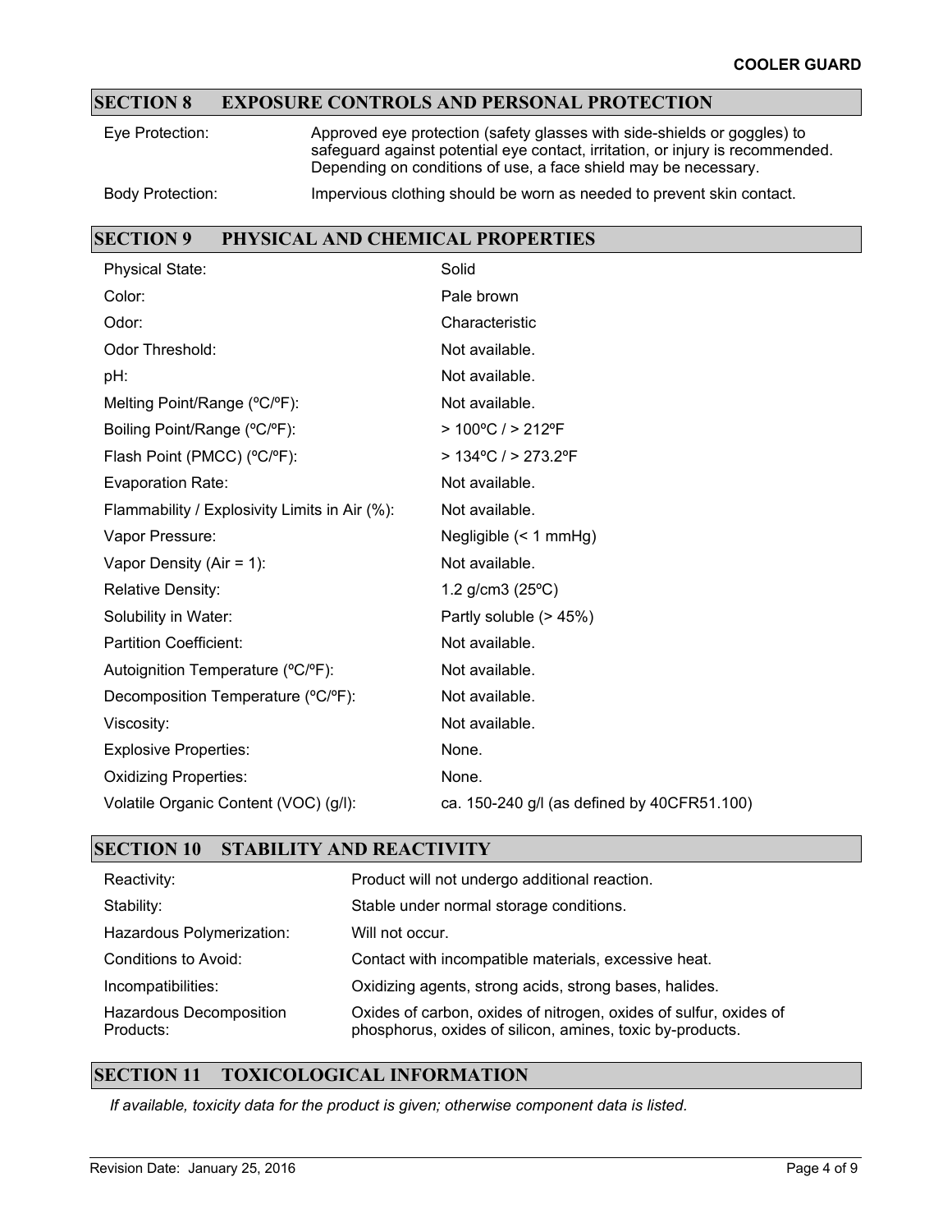## SECTION 8 EXPOSURE CONTROLS AND PERSONAL PROTECTION

| | |
|---|---|
| Eye Protection: | Approved eye protection (safety glasses with side-shields or goggles) to safeguard against potential eye contact, irritation, or injury is recommended. Depending on conditions of use, a face shield may be necessary. |
| Body Protection: | Impervious clothing should be worn as needed to prevent skin contact. |

## SECTION 9 PHYSICAL AND CHEMICAL PROPERTIES

| | |
|---|---|
| Physical State: | Solid |
| Color: | Pale brown |
| Odor: | Characteristic |
| Odor Threshold: | Not available. |
| pH: | Not available. |
| Melting Point/Range (ºC/ºF): | Not available. |
| Boiling Point/Range (ºC/ºF): | > 100ºC / > 212ºF |
| Flash Point (PMCC) (ºC/ºF): | > 134ºC / > 273.2ºF |
| Evaporation Rate: | Not available. |
| Flammability / Explosivity Limits in Air (%): | Not available. |
| Vapor Pressure: | Negligible (< 1 mmHg) |
| Vapor Density (Air = 1): | Not available. |
| Relative Density: | 1.2 g/cm3 (25ºC) |
| Solubility in Water: | Partly soluble (> 45%) |
| Partition Coefficient: | Not available. |
| Autoignition Temperature (ºC/ºF): | Not available. |
| Decomposition Temperature (ºC/ºF): | Not available. |
| Viscosity: | Not available. |
| Explosive Properties: | None. |
| Oxidizing Properties: | None. |
| Volatile Organic Content (VOC) (g/l): | ca. 150-240 g/l (as defined by 40CFR51.100) |

## SECTION 10 STABILITY AND REACTIVITY

| | |
|---|---|
| Reactivity: | Product will not undergo additional reaction. |
| Stability: | Stable under normal storage conditions. |
| Hazardous Polymerization: | Will not occur. |
| Conditions to Avoid: | Contact with incompatible materials, excessive heat. |
| Incompatibilities: | Oxidizing agents, strong acids, strong bases, halides. |
| Hazardous Decomposition Products: | Oxides of carbon, oxides of nitrogen, oxides of sulfur, oxides of phosphorus, oxides of silicon, amines, toxic by-products. |

## SECTION 11 TOXICOLOGICAL INFORMATION

*If available, toxicity data for the product is given; otherwise component data is listed.*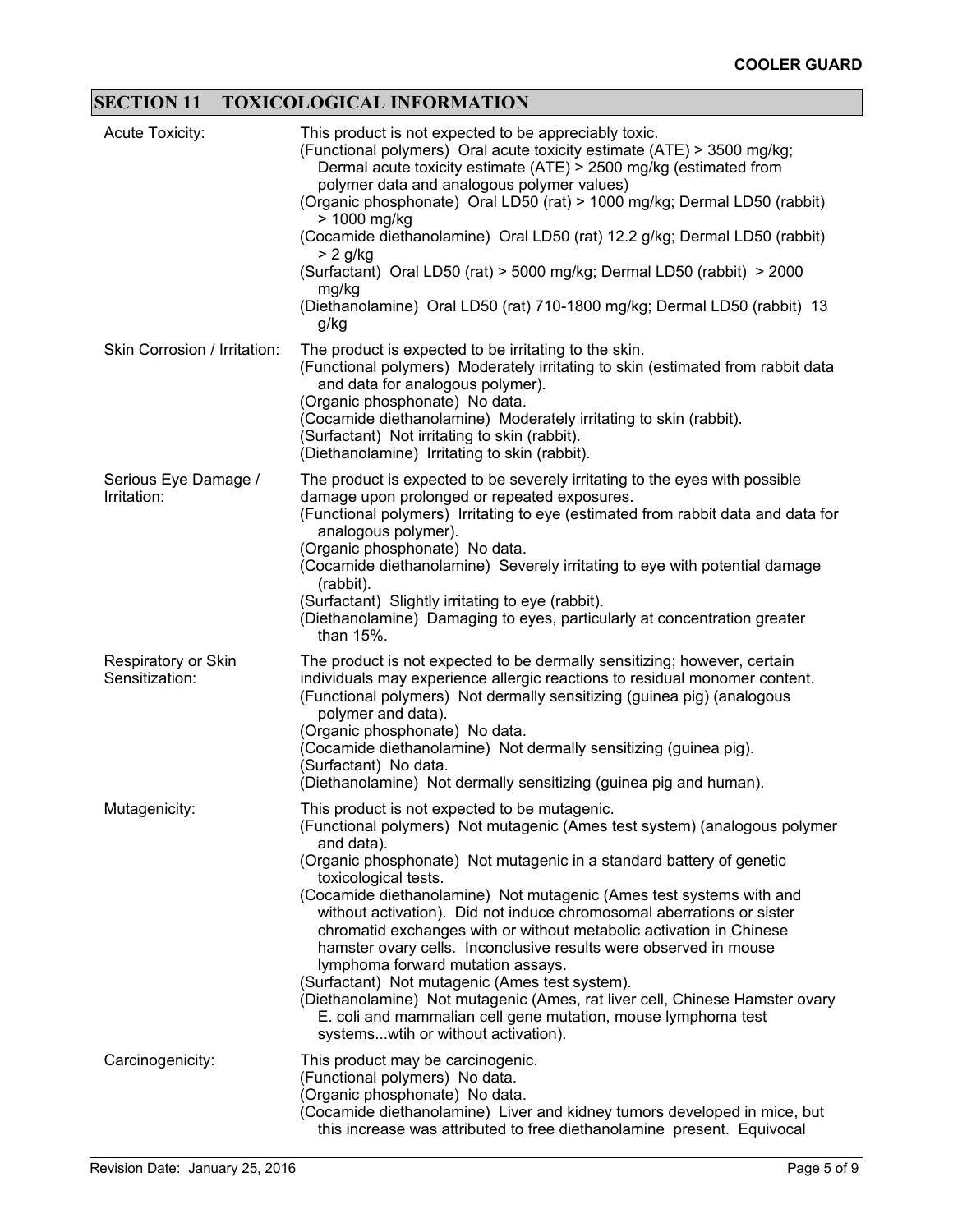## SECTION 11 TOXICOLOGICAL INFORMATION

| | |
|---|---|
| Acute Toxicity: | This product is not expected to be appreciably toxic.<br>(Functional polymers) Oral acute toxicity estimate (ATE) > 3500 mg/kg; Dermal acute toxicity estimate (ATE) > 2500 mg/kg (estimated from polymer data and analogous polymer values)<br>(Organic phosphonate) Oral LD50 (rat) > 1000 mg/kg; Dermal LD50 (rabbit) > 1000 mg/kg<br>(Cocamide diethanolamine) Oral LD50 (rat) 12.2 g/kg; Dermal LD50 (rabbit) > 2 g/kg<br>(Surfactant) Oral LD50 (rat) > 5000 mg/kg; Dermal LD50 (rabbit) > 2000 mg/kg<br>(Diethanolamine) Oral LD50 (rat) 710-1800 mg/kg; Dermal LD50 (rabbit) 13 g/kg |
| Skin Corrosion / Irritation: | The product is expected to be irritating to the skin.<br>(Functional polymers) Moderately irritating to skin (estimated from rabbit data and data for analogous polymer).<br>(Organic phosphonate) No data.<br>(Cocamide diethanolamine) Moderately irritating to skin (rabbit).<br>(Surfactant) Not irritating to skin (rabbit).<br>(Diethanolamine) Irritating to skin (rabbit). |
| Serious Eye Damage / Irritation: | The product is expected to be severely irritating to the eyes with possible damage upon prolonged or repeated exposures.<br>(Functional polymers) Irritating to eye (estimated from rabbit data and data for analogous polymer).<br>(Organic phosphonate) No data.<br>(Cocamide diethanolamine) Severely irritating to eye with potential damage (rabbit).<br>(Surfactant) Slightly irritating to eye (rabbit).<br>(Diethanolamine) Damaging to eyes, particularly at concentration greater than 15%. |
| Respiratory or Skin Sensitization: | The product is not expected to be dermally sensitizing; however, certain individuals may experience allergic reactions to residual monomer content.<br>(Functional polymers) Not dermally sensitizing (guinea pig) (analogous polymer and data).<br>(Organic phosphonate) No data.<br>(Cocamide diethanolamine) Not dermally sensitizing (guinea pig).<br>(Surfactant) No data.<br>(Diethanolamine) Not dermally sensitizing (guinea pig and human). |
| Mutagenicity: | This product is not expected to be mutagenic.<br>(Functional polymers) Not mutagenic (Ames test system) (analogous polymer and data).<br>(Organic phosphonate) Not mutagenic in a standard battery of genetic toxicological tests.<br>(Cocamide diethanolamine) Not mutagenic (Ames test systems with and without activation). Did not induce chromosomal aberrations or sister chromatid exchanges with or without metabolic activation in Chinese hamster ovary cells. Inconclusive results were observed in mouse lymphoma forward mutation assays.<br>(Surfactant) Not mutagenic (Ames test system).<br>(Diethanolamine) Not mutagenic (Ames, rat liver cell, Chinese Hamster ovary E. coli and mammalian cell gene mutation, mouse lymphoma test systems...wtih or without activation). |
| Carcinogenicity: | This product may be carcinogenic.<br>(Functional polymers) No data.<br>(Organic phosphonate) No data.<br>(Cocamide diethanolamine) Liver and kidney tumors developed in mice, but this increase was attributed to free diethanolamine present. Equivocal |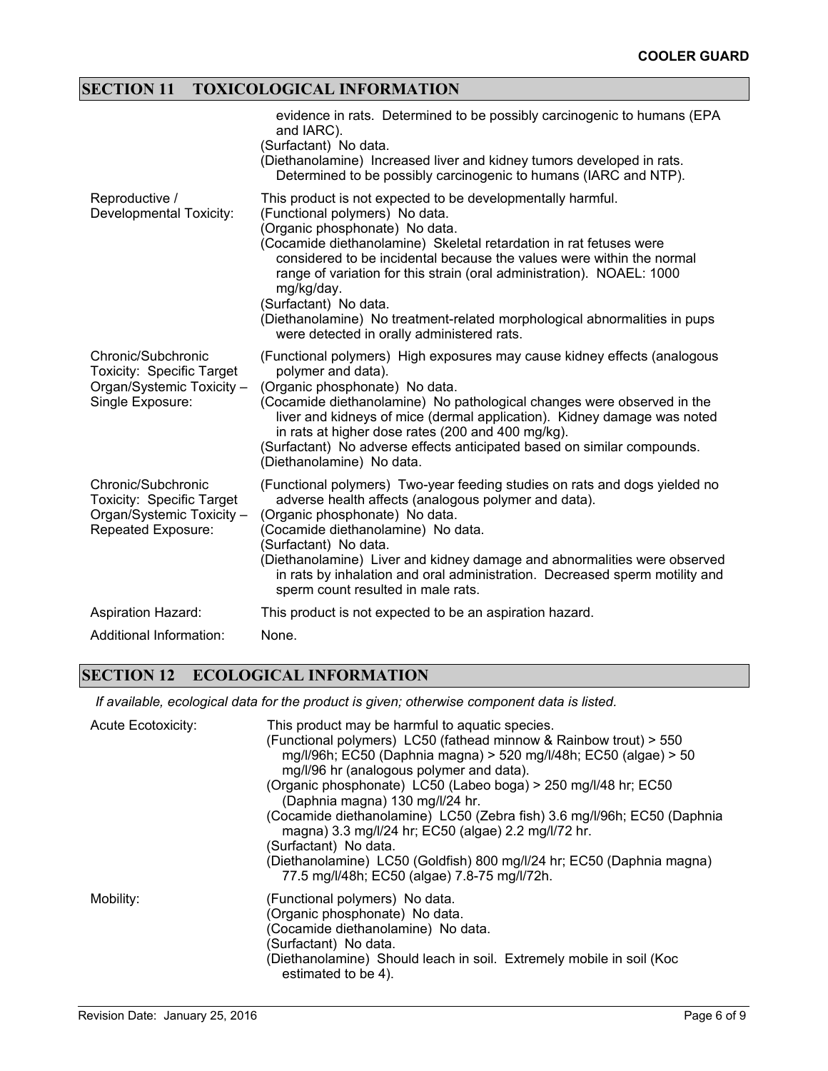## SECTION 11 TOXICOLOGICAL INFORMATION

| | |
|---|---|
| | evidence in rats. Determined to be possibly carcinogenic to humans (EPA and IARC).<br>(Surfactant) No data.<br>(Diethanolamine) Increased liver and kidney tumors developed in rats. Determined to be possibly carcinogenic to humans (IARC and NTP). |
| Reproductive / Developmental Toxicity: | This product is not expected to be developmentally harmful.<br>(Functional polymers) No data.<br>(Organic phosphonate) No data.<br>(Cocamide diethanolamine) Skeletal retardation in rat fetuses were considered to be incidental because the values were within the normal range of variation for this strain (oral administration). NOAEL: 1000 mg/kg/day.<br>(Surfactant) No data.<br>(Diethanolamine) No treatment-related morphological abnormalities in pups were detected in orally administered rats. |
| Chronic/Subchronic Toxicity: Specific Target Organ/Systemic Toxicity – Single Exposure: | (Functional polymers) High exposures may cause kidney effects (analogous polymer and data).<br>(Organic phosphonate) No data.<br>(Cocamide diethanolamine) No pathological changes were observed in the liver and kidneys of mice (dermal application). Kidney damage was noted in rats at higher dose rates (200 and 400 mg/kg).<br>(Surfactant) No adverse effects anticipated based on similar compounds.<br>(Diethanolamine) No data. |
| Chronic/Subchronic Toxicity: Specific Target Organ/Systemic Toxicity – Repeated Exposure: | (Functional polymers) Two-year feeding studies on rats and dogs yielded no adverse health affects (analogous polymer and data).<br>(Organic phosphonate) No data.<br>(Cocamide diethanolamine) No data.<br>(Surfactant) No data.<br>(Diethanolamine) Liver and kidney damage and abnormalities were observed in rats by inhalation and oral administration. Decreased sperm motility and sperm count resulted in male rats. |
| Aspiration Hazard: | This product is not expected to be an aspiration hazard. |
| Additional Information: | None. |

## SECTION 12 ECOLOGICAL INFORMATION

*If available, ecological data for the product is given; otherwise component data is listed.*

| | |
|---|---|
| Acute Ecotoxicity: | This product may be harmful to aquatic species.<br>(Functional polymers) LC50 (fathead minnow & Rainbow trout) > 550 mg/l/96h; EC50 (Daphnia magna) > 520 mg/l/48h; EC50 (algae) > 50 mg/l/96 hr (analogous polymer and data).<br>(Organic phosphonate) LC50 (Labeo boga) > 250 mg/l/48 hr; EC50 (Daphnia magna) 130 mg/l/24 hr.<br>(Cocamide diethanolamine) LC50 (Zebra fish) 3.6 mg/l/96h; EC50 (Daphnia magna) 3.3 mg/l/24 hr; EC50 (algae) 2.2 mg/l/72 hr.<br>(Surfactant) No data.<br>(Diethanolamine) LC50 (Goldfish) 800 mg/l/24 hr; EC50 (Daphnia magna) 77.5 mg/l/48h; EC50 (algae) 7.8-75 mg/l/72h. |
| Mobility: | (Functional polymers) No data.<br>(Organic phosphonate) No data.<br>(Cocamide diethanolamine) No data.<br>(Surfactant) No data.<br>(Diethanolamine) Should leach in soil. Extremely mobile in soil (Koc estimated to be 4). |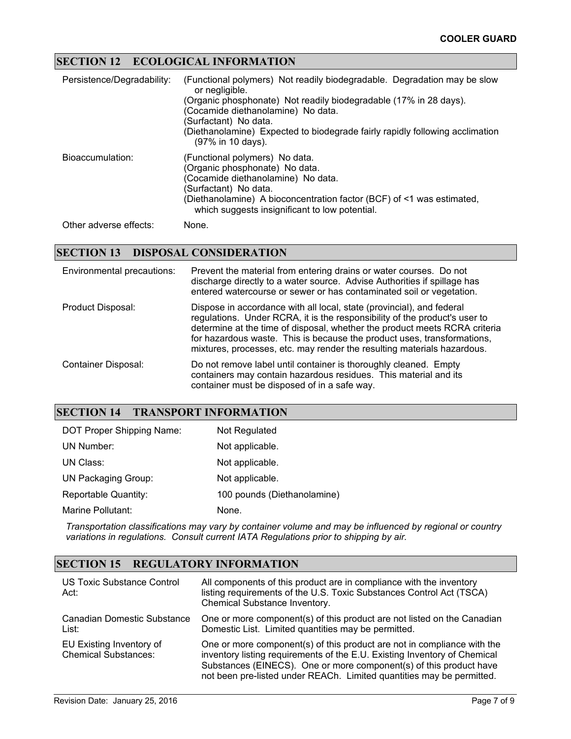## SECTION 12 ECOLOGICAL INFORMATION

| | |
|---|---|
| Persistence/Degradability: | (Functional polymers) Not readily biodegradable. Degradation may be slow or negligible.<br>(Organic phosphonate) Not readily biodegradable (17% in 28 days).<br>(Cocamide diethanolamine) No data.<br>(Surfactant) No data.<br>(Diethanolamine) Expected to biodegrade fairly rapidly following acclimation (97% in 10 days). |
| Bioaccumulation: | (Functional polymers) No data.<br>(Organic phosphonate) No data.<br>(Cocamide diethanolamine) No data.<br>(Surfactant) No data.<br>(Diethanolamine) A bioconcentration factor (BCF) of <1 was estimated, which suggests insignificant to low potential. |
| Other adverse effects: | None. |

## SECTION 13 DISPOSAL CONSIDERATION

| | |
|---|---|
| Environmental precautions: | Prevent the material from entering drains or water courses. Do not discharge directly to a water source. Advise Authorities if spillage has entered watercourse or sewer or has contaminated soil or vegetation. |
| Product Disposal: | Dispose in accordance with all local, state (provincial), and federal regulations. Under RCRA, it is the responsibility of the product's user to determine at the time of disposal, whether the product meets RCRA criteria for hazardous waste. This is because the product uses, transformations, mixtures, processes, etc. may render the resulting materials hazardous. |
| Container Disposal: | Do not remove label until container is thoroughly cleaned. Empty containers may contain hazardous residues. This material and its container must be disposed of in a safe way. |

## SECTION 14 TRANSPORT INFORMATION

| | |
|---|---|
| DOT Proper Shipping Name: | Not Regulated |
| UN Number: | Not applicable. |
| UN Class: | Not applicable. |
| UN Packaging Group: | Not applicable. |
| Reportable Quantity: | 100 pounds (Diethanolamine) |
| Marine Pollutant: | None. |

*Transportation classifications may vary by container volume and may be influenced by regional or country variations in regulations. Consult current IATA Regulations prior to shipping by air.*

## SECTION 15 REGULATORY INFORMATION

| | |
|---|---|
| US Toxic Substance Control Act: | All components of this product are in compliance with the inventory listing requirements of the U.S. Toxic Substances Control Act (TSCA) Chemical Substance Inventory. |
| Canadian Domestic Substance List: | One or more component(s) of this product are not listed on the Canadian Domestic List. Limited quantities may be permitted. |
| EU Existing Inventory of Chemical Substances: | One or more component(s) of this product are not in compliance with the inventory listing requirements of the E.U. Existing Inventory of Chemical Substances (EINECS). One or more component(s) of this product have not been pre-listed under REACh. Limited quantities may be permitted. |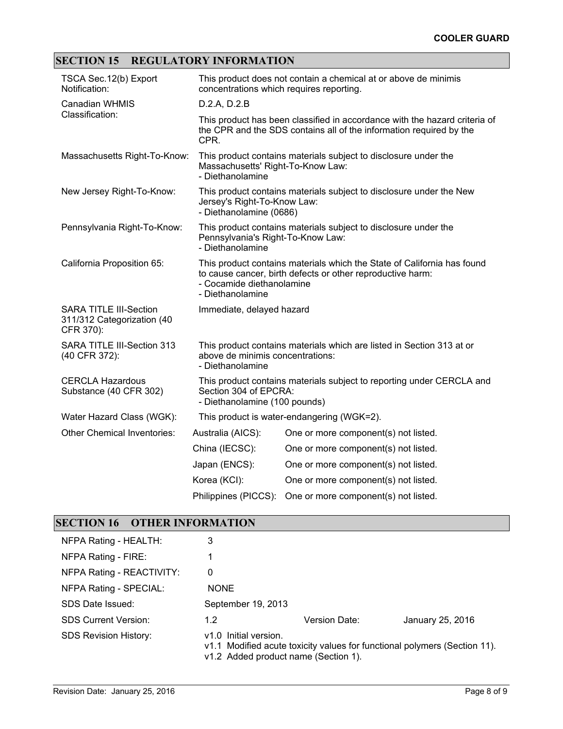## SECTION 15 REGULATORY INFORMATION

| | |
|---|---|
| TSCA Sec.12(b) Export Notification: | This product does not contain a chemical at or above de minimis concentrations which requires reporting. |
| Canadian WHMIS Classification: | D.2.A, D.2.B<br><br>This product has been classified in accordance with the hazard criteria of the CPR and the SDS contains all of the information required by the CPR. |
| Massachusetts Right-To-Know: | This product contains materials subject to disclosure under the Massachusetts' Right-To-Know Law:<br>- Diethanolamine |
| New Jersey Right-To-Know: | This product contains materials subject to disclosure under the New Jersey's Right-To-Know Law:<br>- Diethanolamine (0686) |
| Pennsylvania Right-To-Know: | This product contains materials subject to disclosure under the Pennsylvania's Right-To-Know Law:<br>- Diethanolamine |
| California Proposition 65: | This product contains materials which the State of California has found to cause cancer, birth defects or other reproductive harm:<br>- Cocamide diethanolamine<br>- Diethanolamine |
| SARA TITLE III-Section 311/312 Categorization (40 CFR 370): | Immediate, delayed hazard |
| SARA TITLE III-Section 313 (40 CFR 372): | This product contains materials which are listed in Section 313 at or above de minimis concentrations:<br>- Diethanolamine |
| CERCLA Hazardous Substance (40 CFR 302) | This product contains materials subject to reporting under CERCLA and Section 304 of EPCRA:<br>- Diethanolamine (100 pounds) |
| Water Hazard Class (WGK): | This product is water-endangering (WGK=2). |

| Other Chemical Inventories: | | |
|---|---|---|
| | Australia (AICS): | One or more component(s) not listed. |
| | China (IECSC): | One or more component(s) not listed. |
| | Japan (ENCS): | One or more component(s) not listed. |
| | Korea (KCI): | One or more component(s) not listed. |
| | Philippines (PICCS): | One or more component(s) not listed. |

## SECTION 16 OTHER INFORMATION

| | | | |
|---|---|---|---|
| NFPA Rating - HEALTH: | 3 | | |
| NFPA Rating - FIRE: | 1 | | |
| NFPA Rating - REACTIVITY: | 0 | | |
| NFPA Rating - SPECIAL: | NONE | | |
| SDS Date Issued: | September 19, 2013 | | |
| SDS Current Version: | 1.2 | Version Date: | January 25, 2016 |
| SDS Revision History: | v1.0 Initial version.<br>v1.1 Modified acute toxicity values for functional polymers (Section 11).<br>v1.2 Added product name (Section 1). | | |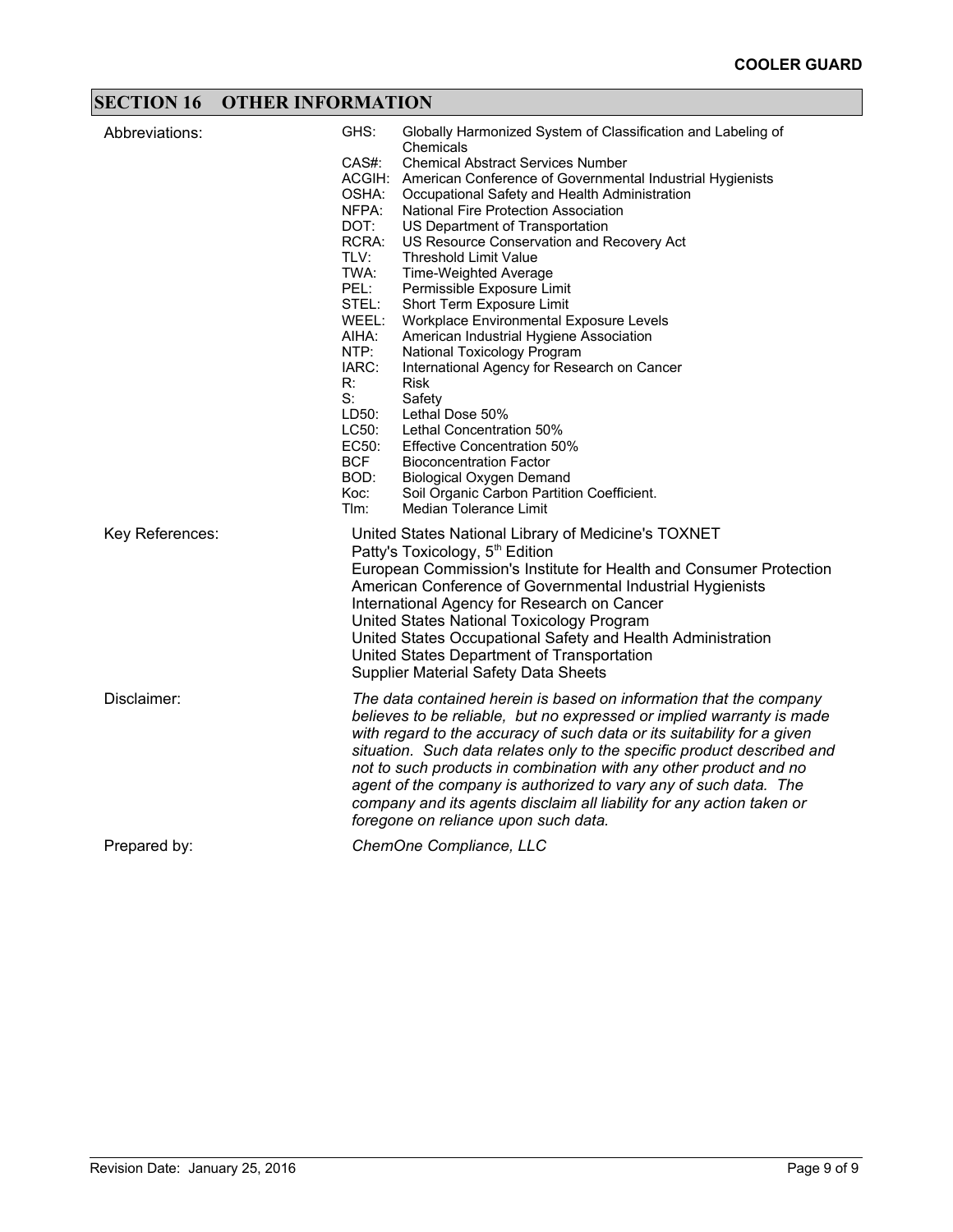## SECTION 16 OTHER INFORMATION

**Abbreviations:**

| | |
|---|---|
| GHS: | Globally Harmonized System of Classification and Labeling of Chemicals |
| CAS#: | Chemical Abstract Services Number |
| ACGIH: | American Conference of Governmental Industrial Hygienists |
| OSHA: | Occupational Safety and Health Administration |
| NFPA: | National Fire Protection Association |
| DOT: | US Department of Transportation |
| RCRA: | US Resource Conservation and Recovery Act |
| TLV: | Threshold Limit Value |
| TWA: | Time-Weighted Average |
| PEL: | Permissible Exposure Limit |
| STEL: | Short Term Exposure Limit |
| WEEL: | Workplace Environmental Exposure Levels |
| AIHA: | American Industrial Hygiene Association |
| NTP: | National Toxicology Program |
| IARC: | International Agency for Research on Cancer |
| R: | Risk |
| S: | Safety |
| LD50: | Lethal Dose 50% |
| LC50: | Lethal Concentration 50% |
| EC50: | Effective Concentration 50% |
| BCF | Bioconcentration Factor |
| BOD: | Biological Oxygen Demand |
| Koc: | Soil Organic Carbon Partition Coefficient. |
| Tlm: | Median Tolerance Limit |

**Key References:**

United States National Library of Medicine's TOXNET
Patty's Toxicology, 5th Edition
European Commission's Institute for Health and Consumer Protection
American Conference of Governmental Industrial Hygienists
International Agency for Research on Cancer
United States National Toxicology Program
United States Occupational Safety and Health Administration
United States Department of Transportation
Supplier Material Safety Data Sheets

**Disclaimer:**

*The data contained herein is based on information that the company believes to be reliable, but no expressed or implied warranty is made with regard to the accuracy of such data or its suitability for a given situation. Such data relates only to the specific product described and not to such products in combination with any other product and no agent of the company is authorized to vary any of such data. The company and its agents disclaim all liability for any action taken or foregone on reliance upon such data.*

**Prepared by:** *ChemOne Compliance, LLC*